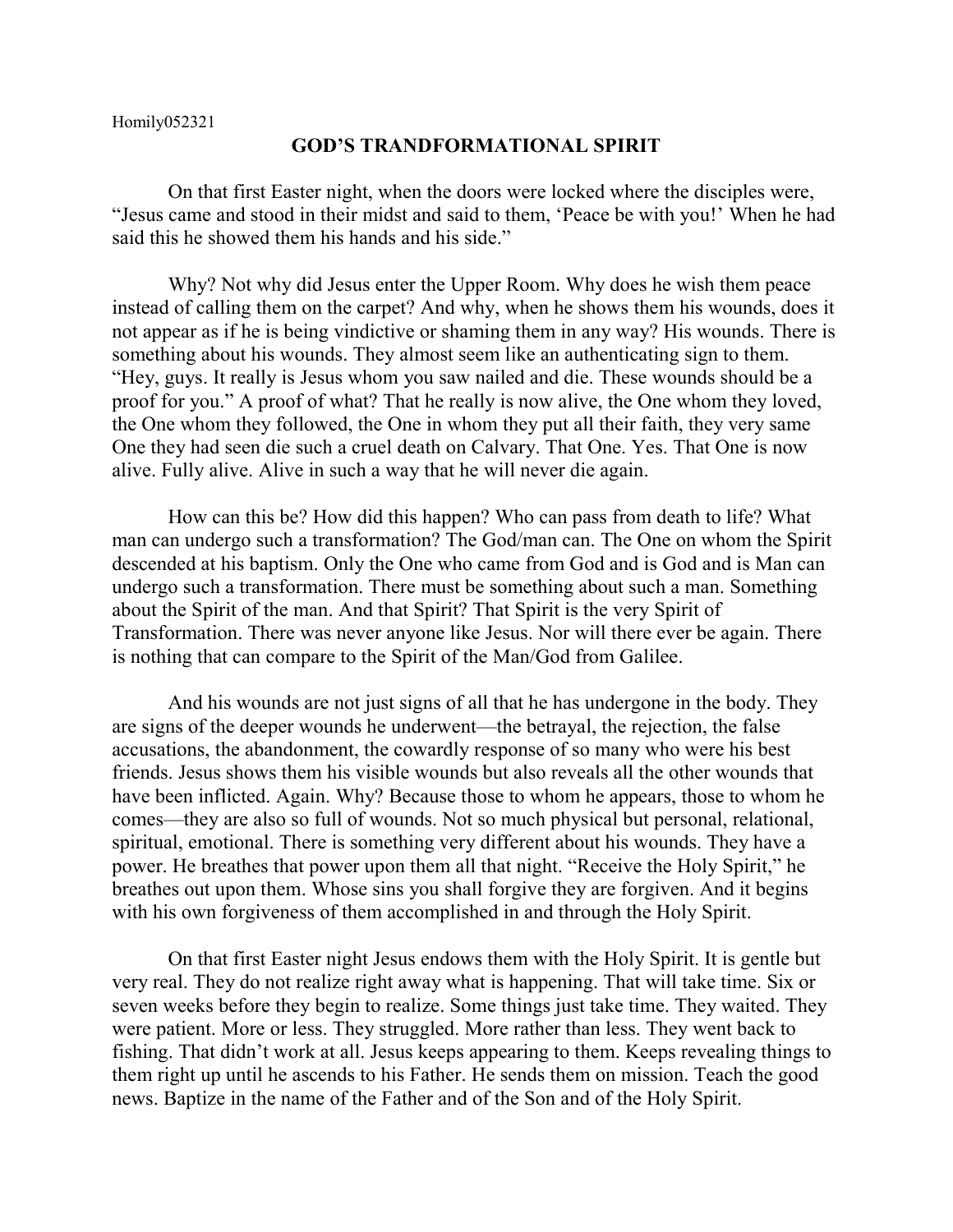Homily052321

# GOD'S TRANDFORMATIONAL SPIRIT

On that first Easter night, when the doors were locked where the disciples were, "Jesus came and stood in their midst and said to them, 'Peace be with you!' When he had said this he showed them his hands and his side."

Why? Not why did Jesus enter the Upper Room. Why does he wish them peace instead of calling them on the carpet? And why, when he shows them his wounds, does it not appear as if he is being vindictive or shaming them in any way? His wounds. There is something about his wounds. They almost seem like an authenticating sign to them. "Hey, guys. It really is Jesus whom you saw nailed and die. These wounds should be a proof for you." A proof of what? That he really is now alive, the One whom they loved, the One whom they followed, the One in whom they put all their faith, they very same One they had seen die such a cruel death on Calvary. That One. Yes. That One is now alive. Fully alive. Alive in such a way that he will never die again.

How can this be? How did this happen? Who can pass from death to life? What man can undergo such a transformation? The God/man can. The One on whom the Spirit descended at his baptism. Only the One who came from God and is God and is Man can undergo such a transformation. There must be something about such a man. Something about the Spirit of the man. And that Spirit? That Spirit is the very Spirit of Transformation. There was never anyone like Jesus. Nor will there ever be again. There is nothing that can compare to the Spirit of the Man/God from Galilee.

And his wounds are not just signs of all that he has undergone in the body. They are signs of the deeper wounds he underwent—the betrayal, the rejection, the false accusations, the abandonment, the cowardly response of so many who were his best friends. Jesus shows them his visible wounds but also reveals all the other wounds that have been inflicted. Again. Why? Because those to whom he appears, those to whom he comes—they are also so full of wounds. Not so much physical but personal, relational, spiritual, emotional. There is something very different about his wounds. They have a power. He breathes that power upon them all that night. "Receive the Holy Spirit," he breathes out upon them. Whose sins you shall forgive they are forgiven. And it begins with his own forgiveness of them accomplished in and through the Holy Spirit.

On that first Easter night Jesus endows them with the Holy Spirit. It is gentle but very real. They do not realize right away what is happening. That will take time. Six or seven weeks before they begin to realize. Some things just take time. They waited. They were patient. More or less. They struggled. More rather than less. They went back to fishing. That didn't work at all. Jesus keeps appearing to them. Keeps revealing things to them right up until he ascends to his Father. He sends them on mission. Teach the good news. Baptize in the name of the Father and of the Son and of the Holy Spirit.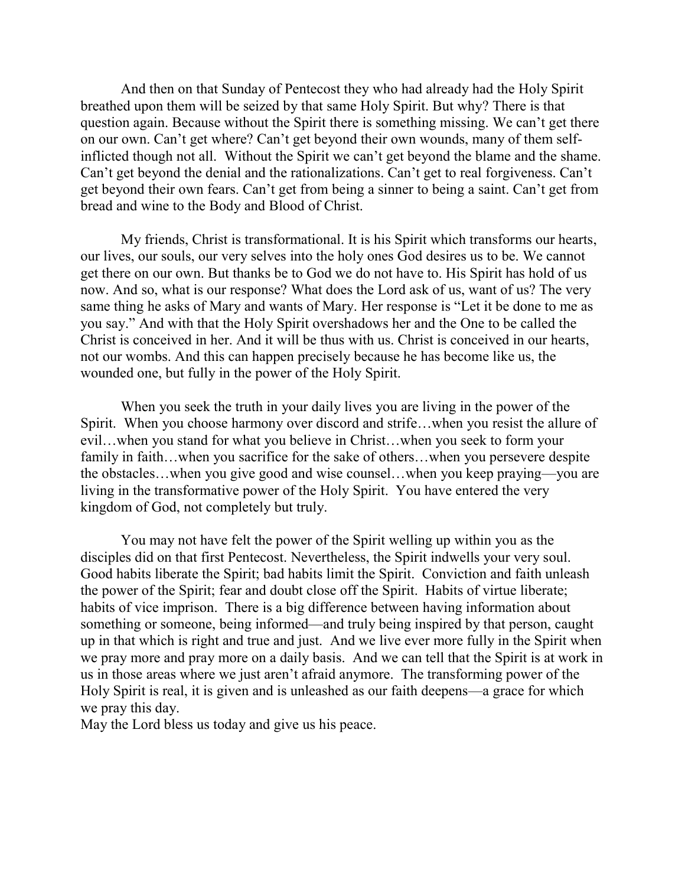And then on that Sunday of Pentecost they who had already had the Holy Spirit breathed upon them will be seized by that same Holy Spirit. But why? There is that question again. Because without the Spirit there is something missing. We can't get there on our own. Can't get where? Can't get beyond their own wounds, many of them self-inflicted though not all. Without the Spirit we can't get beyond the blame and the shame. Can't get beyond the denial and the rationalizations. Can't get to real forgiveness. Can't get beyond their own fears. Can't get from being a sinner to being a saint. Can't get from bread and wine to the Body and Blood of Christ.

My friends, Christ is transformational. It is his Spirit which transforms our hearts, our lives, our souls, our very selves into the holy ones God desires us to be. We cannot get there on our own. But thanks be to God we do not have to. His Spirit has hold of us now. And so, what is our response? What does the Lord ask of us, want of us? The very same thing he asks of Mary and wants of Mary. Her response is "Let it be done to me as you say." And with that the Holy Spirit overshadows her and the One to be called the Christ is conceived in her. And it will be thus with us. Christ is conceived in our hearts, not our wombs. And this can happen precisely because he has become like us, the wounded one, but fully in the power of the Holy Spirit.

When you seek the truth in your daily lives you are living in the power of the Spirit. When you choose harmony over discord and strife…when you resist the allure of evil…when you stand for what you believe in Christ…when you seek to form your family in faith…when you sacrifice for the sake of others…when you persevere despite the obstacles…when you give good and wise counsel…when you keep praying—you are living in the transformative power of the Holy Spirit. You have entered the very kingdom of God, not completely but truly.

You may not have felt the power of the Spirit welling up within you as the disciples did on that first Pentecost. Nevertheless, the Spirit indwells your very soul. Good habits liberate the Spirit; bad habits limit the Spirit. Conviction and faith unleash the power of the Spirit; fear and doubt close off the Spirit. Habits of virtue liberate; habits of vice imprison. There is a big difference between having information about something or someone, being informed—and truly being inspired by that person, caught up in that which is right and true and just. And we live ever more fully in the Spirit when we pray more and pray more on a daily basis. And we can tell that the Spirit is at work in us in those areas where we just aren't afraid anymore. The transforming power of the Holy Spirit is real, it is given and is unleashed as our faith deepens—a grace for which we pray this day.

May the Lord bless us today and give us his peace.